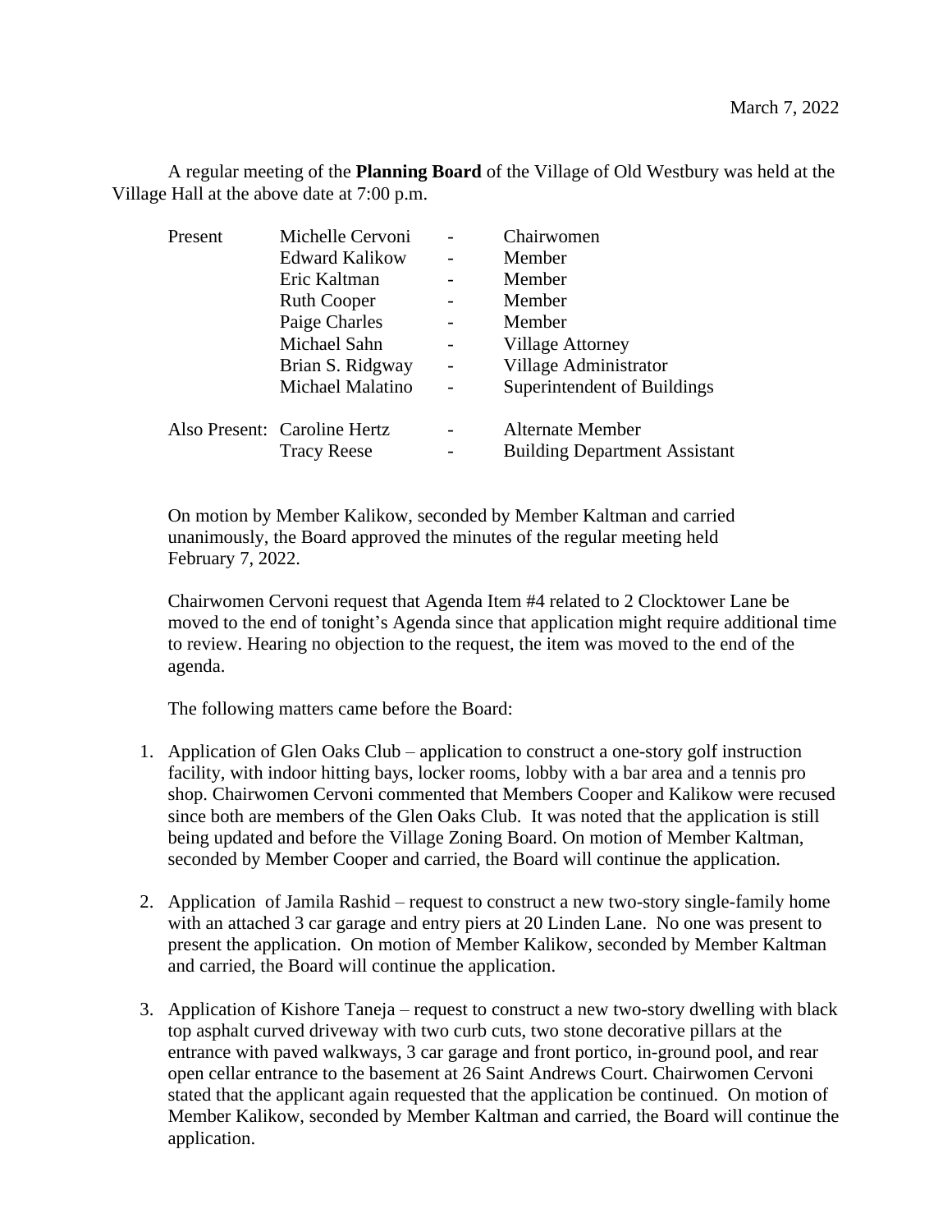March 7, 2022

A regular meeting of the **Planning Board** of the Village of Old Westbury was held at the Village Hall at the above date at 7:00 p.m.

| Present | Michelle Cervoni | - | Chairwomen |
|---|---|---|---|
| | Edward Kalikow | - | Member |
| | Eric Kaltman | - | Member |
| | Ruth Cooper | - | Member |
| | Paige Charles | - | Member |
| | Michael Sahn | - | Village Attorney |
| | Brian S. Ridgway | - | Village Administrator |
| | Michael Malatino | - | Superintendent of Buildings |
| Also Present: | Caroline Hertz | - | Alternate Member |
| | Tracy Reese | - | Building Department Assistant |

On motion by Member Kalikow, seconded by Member Kaltman and carried unanimously, the Board approved the minutes of the regular meeting held February 7, 2022.

Chairwomen Cervoni request that Agenda Item #4 related to 2 Clocktower Lane be moved to the end of tonight's Agenda since that application might require additional time to review. Hearing no objection to the request, the item was moved to the end of the agenda.

The following matters came before the Board:

1. Application of Glen Oaks Club – application to construct a one-story golf instruction facility, with indoor hitting bays, locker rooms, lobby with a bar area and a tennis pro shop. Chairwomen Cervoni commented that Members Cooper and Kalikow were recused since both are members of the Glen Oaks Club. It was noted that the application is still being updated and before the Village Zoning Board. On motion of Member Kaltman, seconded by Member Cooper and carried, the Board will continue the application.

2. Application of Jamila Rashid – request to construct a new two-story single-family home with an attached 3 car garage and entry piers at 20 Linden Lane. No one was present to present the application. On motion of Member Kalikow, seconded by Member Kaltman and carried, the Board will continue the application.

3. Application of Kishore Taneja – request to construct a new two-story dwelling with black top asphalt curved driveway with two curb cuts, two stone decorative pillars at the entrance with paved walkways, 3 car garage and front portico, in-ground pool, and rear open cellar entrance to the basement at 26 Saint Andrews Court. Chairwomen Cervoni stated that the applicant again requested that the application be continued. On motion of Member Kalikow, seconded by Member Kaltman and carried, the Board will continue the application.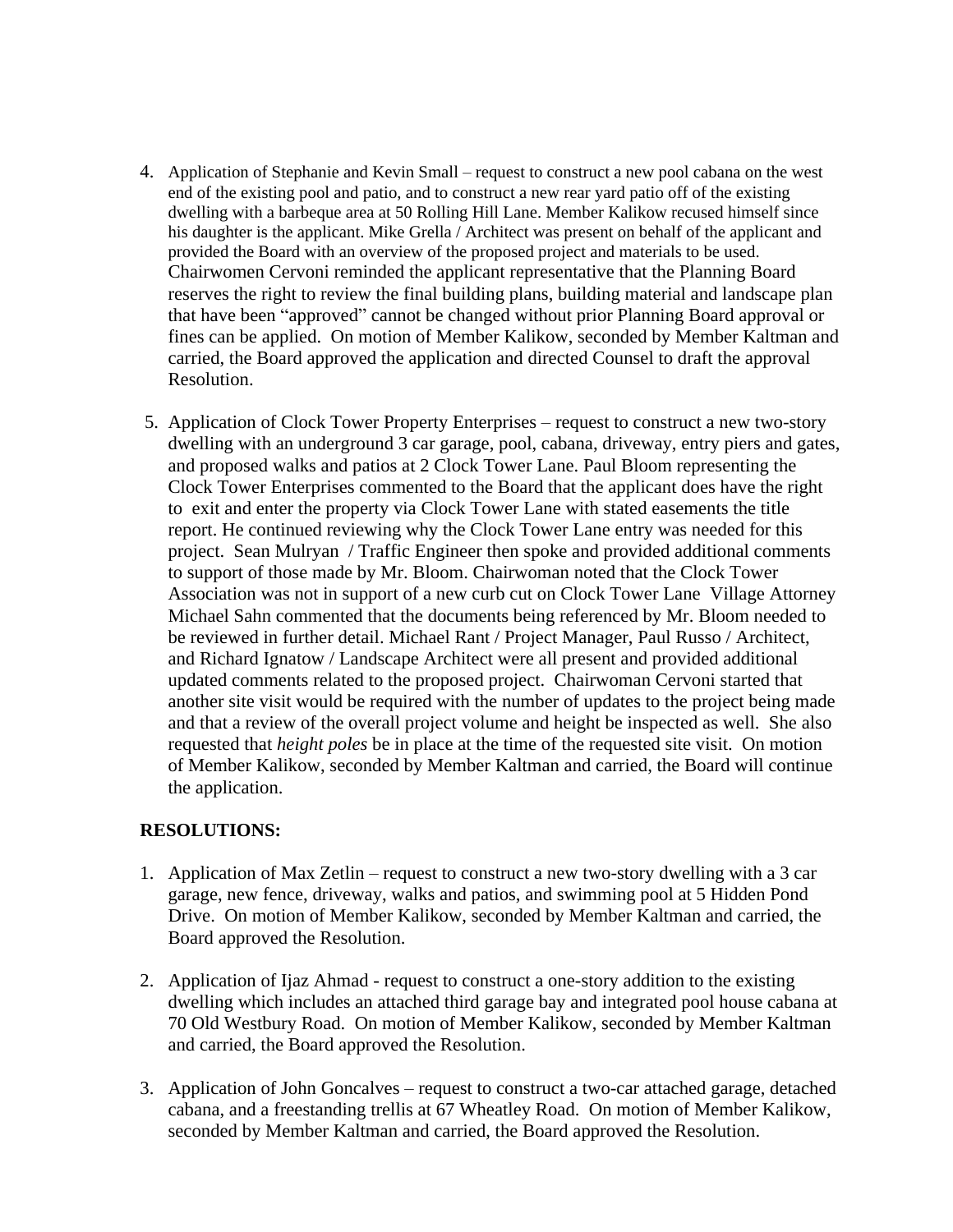4. Application of Stephanie and Kevin Small – request to construct a new pool cabana on the west end of the existing pool and patio, and to construct a new rear yard patio off of the existing dwelling with a barbeque area at 50 Rolling Hill Lane. Member Kalikow recused himself since his daughter is the applicant. Mike Grella / Architect was present on behalf of the applicant and provided the Board with an overview of the proposed project and materials to be used. Chairwomen Cervoni reminded the applicant representative that the Planning Board reserves the right to review the final building plans, building material and landscape plan that have been "approved" cannot be changed without prior Planning Board approval or fines can be applied. On motion of Member Kalikow, seconded by Member Kaltman and carried, the Board approved the application and directed Counsel to draft the approval Resolution.

5. Application of Clock Tower Property Enterprises – request to construct a new two-story dwelling with an underground 3 car garage, pool, cabana, driveway, entry piers and gates, and proposed walks and patios at 2 Clock Tower Lane. Paul Bloom representing the Clock Tower Enterprises commented to the Board that the applicant does have the right to exit and enter the property via Clock Tower Lane with stated easements the title report. He continued reviewing why the Clock Tower Lane entry was needed for this project. Sean Mulryan / Traffic Engineer then spoke and provided additional comments to support of those made by Mr. Bloom. Chairwoman noted that the Clock Tower Association was not in support of a new curb cut on Clock Tower Lane Village Attorney Michael Sahn commented that the documents being referenced by Mr. Bloom needed to be reviewed in further detail. Michael Rant / Project Manager, Paul Russo / Architect, and Richard Ignatow / Landscape Architect were all present and provided additional updated comments related to the proposed project. Chairwoman Cervoni started that another site visit would be required with the number of updates to the project being made and that a review of the overall project volume and height be inspected as well. She also requested that *height poles* be in place at the time of the requested site visit. On motion of Member Kalikow, seconded by Member Kaltman and carried, the Board will continue the application.

**RESOLUTIONS:**

1. Application of Max Zetlin – request to construct a new two-story dwelling with a 3 car garage, new fence, driveway, walks and patios, and swimming pool at 5 Hidden Pond Drive. On motion of Member Kalikow, seconded by Member Kaltman and carried, the Board approved the Resolution.

2. Application of Ijaz Ahmad - request to construct a one-story addition to the existing dwelling which includes an attached third garage bay and integrated pool house cabana at 70 Old Westbury Road. On motion of Member Kalikow, seconded by Member Kaltman and carried, the Board approved the Resolution.

3. Application of John Goncalves – request to construct a two-car attached garage, detached cabana, and a freestanding trellis at 67 Wheatley Road. On motion of Member Kalikow, seconded by Member Kaltman and carried, the Board approved the Resolution.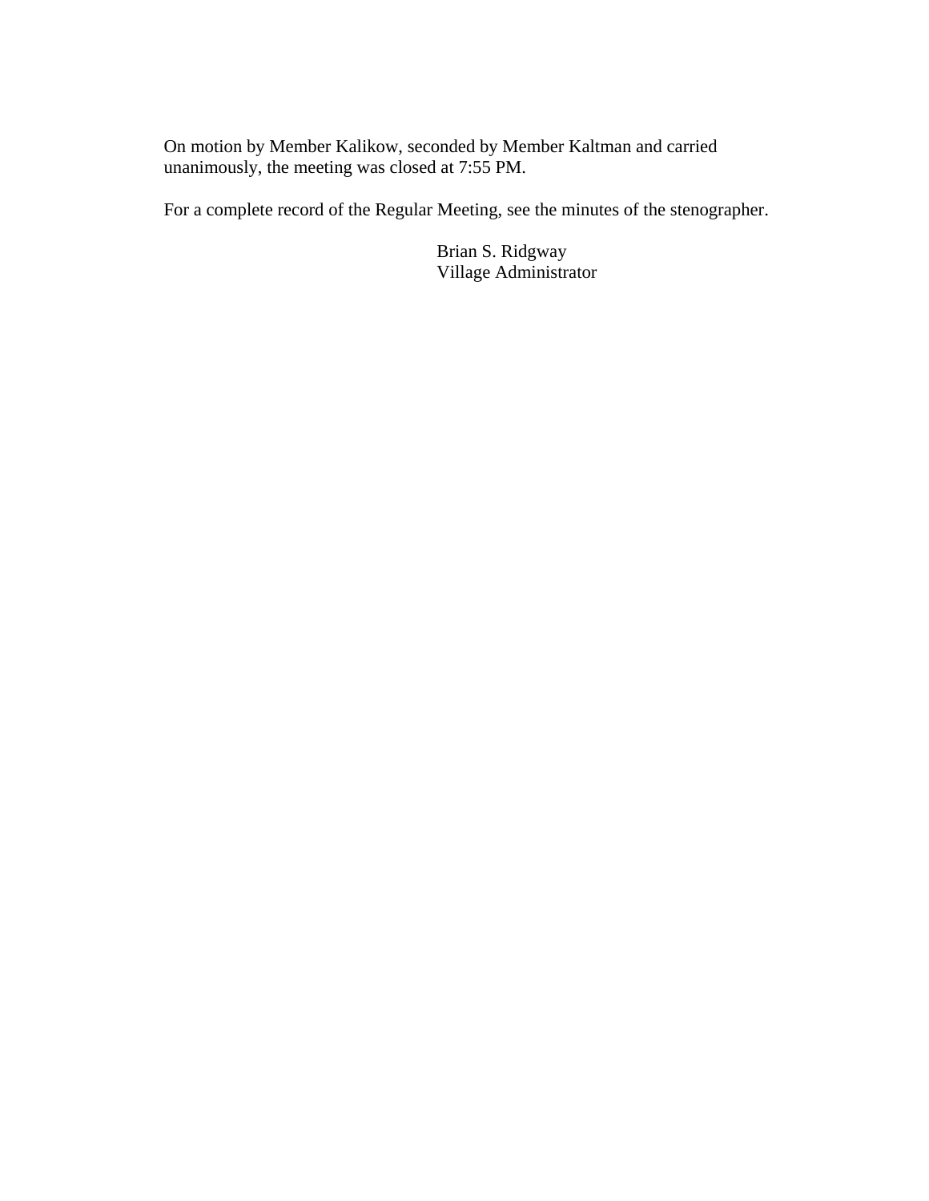On motion by Member Kalikow, seconded by Member Kaltman and carried unanimously, the meeting was closed at 7:55 PM.

For a complete record of the Regular Meeting, see the minutes of the stenographer.

Brian S. Ridgway
Village Administrator